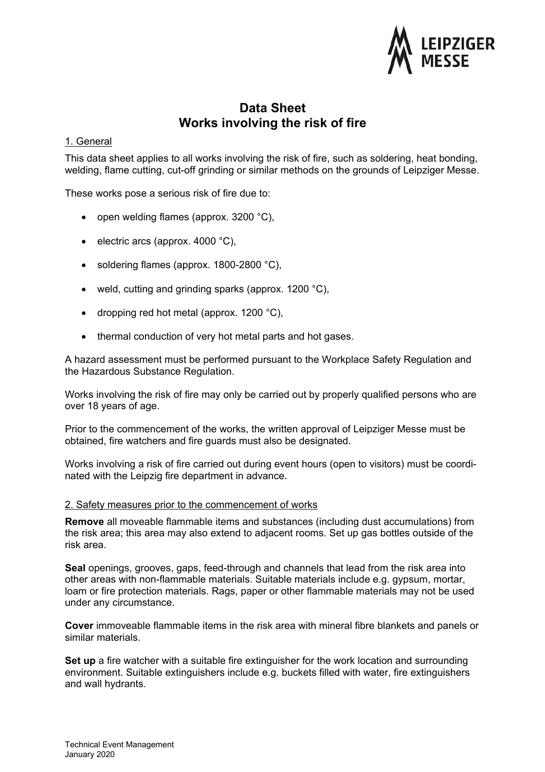# Data Sheet
# Works involving the risk of fire

## 1. General

This data sheet applies to all works involving the risk of fire, such as soldering, heat bonding, welding, flame cutting, cut-off grinding or similar methods on the grounds of Leipziger Messe.

These works pose a serious risk of fire due to:

- open welding flames (approx. 3200 °C),
- electric arcs (approx. 4000 °C),
- soldering flames (approx. 1800-2800 °C),
- weld, cutting and grinding sparks (approx. 1200 °C),
- dropping red hot metal (approx. 1200 °C),
- thermal conduction of very hot metal parts and hot gases.

A hazard assessment must be performed pursuant to the Workplace Safety Regulation and the Hazardous Substance Regulation.

Works involving the risk of fire may only be carried out by properly qualified persons who are over 18 years of age.

Prior to the commencement of the works, the written approval of Leipziger Messe must be obtained, fire watchers and fire guards must also be designated.

Works involving a risk of fire carried out during event hours (open to visitors) must be coordinated with the Leipzig fire department in advance.

## 2. Safety measures prior to the commencement of works

**Remove** all moveable flammable items and substances (including dust accumulations) from the risk area; this area may also extend to adjacent rooms. Set up gas bottles outside of the risk area.

**Seal** openings, grooves, gaps, feed-through and channels that lead from the risk area into other areas with non-flammable materials. Suitable materials include e.g. gypsum, mortar, loam or fire protection materials. Rags, paper or other flammable materials may not be used under any circumstance.

**Cover** immoveable flammable items in the risk area with mineral fibre blankets and panels or similar materials.

**Set up** a fire watcher with a suitable fire extinguisher for the work location and surrounding environment. Suitable extinguishers include e.g. buckets filled with water, fire extinguishers and wall hydrants.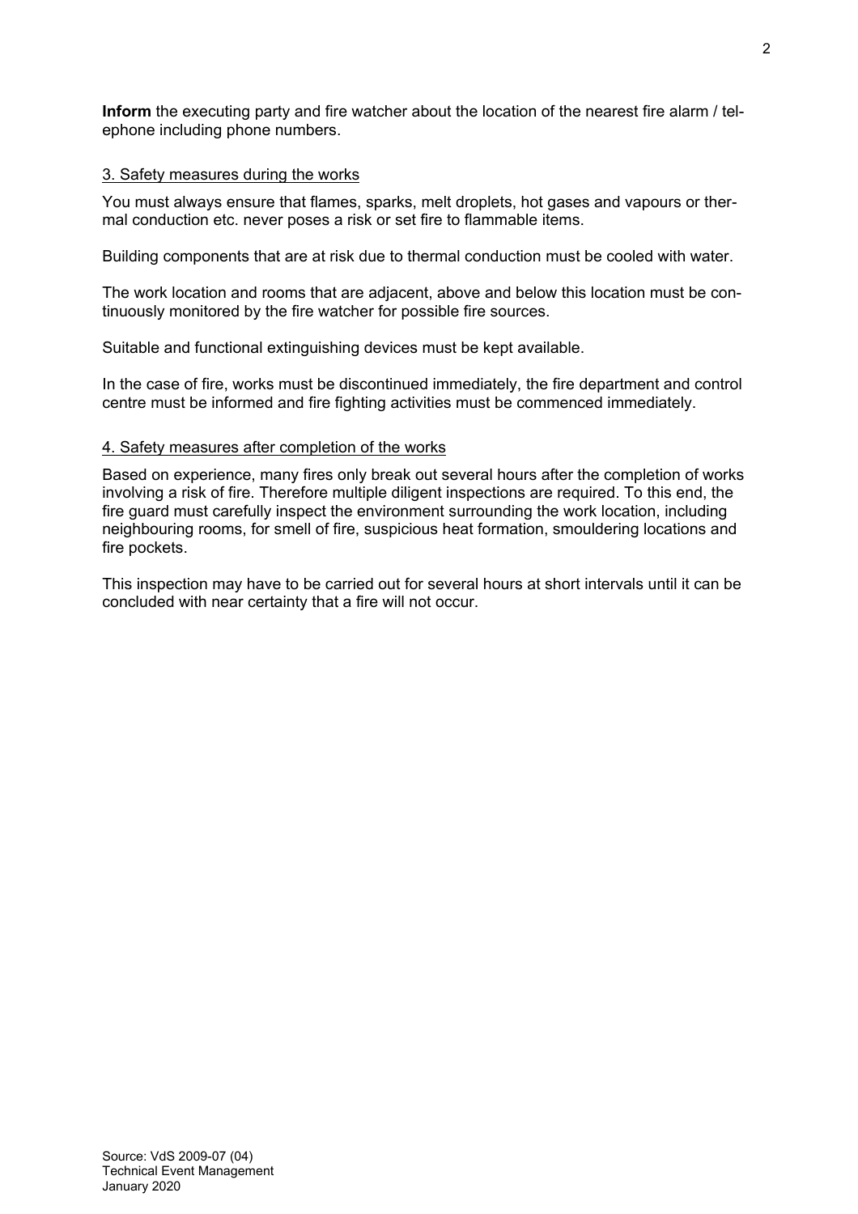**Inform** the executing party and fire watcher about the location of the nearest fire alarm / telephone including phone numbers.

## 3. Safety measures during the works

You must always ensure that flames, sparks, melt droplets, hot gases and vapours or thermal conduction etc. never poses a risk or set fire to flammable items.

Building components that are at risk due to thermal conduction must be cooled with water.

The work location and rooms that are adjacent, above and below this location must be continuously monitored by the fire watcher for possible fire sources.

Suitable and functional extinguishing devices must be kept available.

In the case of fire, works must be discontinued immediately, the fire department and control centre must be informed and fire fighting activities must be commenced immediately.

## 4. Safety measures after completion of the works

Based on experience, many fires only break out several hours after the completion of works involving a risk of fire. Therefore multiple diligent inspections are required. To this end, the fire guard must carefully inspect the environment surrounding the work location, including neighbouring rooms, for smell of fire, suspicious heat formation, smouldering locations and fire pockets.

This inspection may have to be carried out for several hours at short intervals until it can be concluded with near certainty that a fire will not occur.

Source: VdS 2009-07 (04)
Technical Event Management
January 2020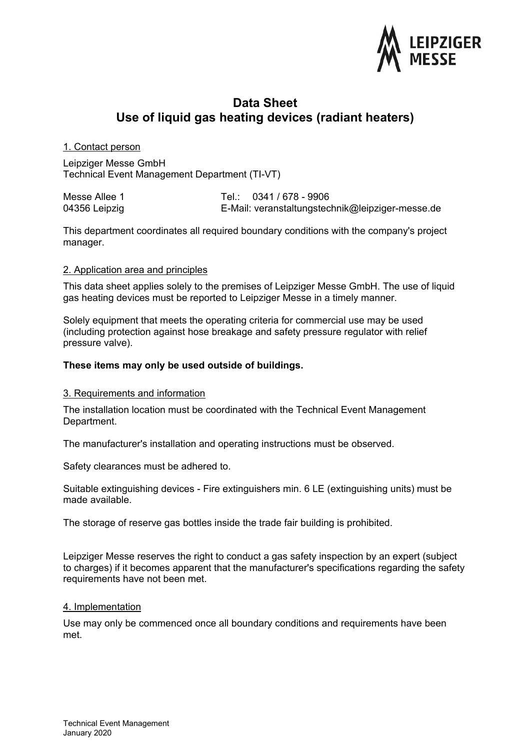# Data Sheet
# Use of liquid gas heating devices (radiant heaters)

## 1. Contact person

Leipziger Messe GmbH
Technical Event Management Department (TI-VT)

Messe Allee 1
04356 Leipzig

Tel.: 0341 / 678 - 9906
E-Mail: veranstaltungstechnik@leipziger-messe.de

This department coordinates all required boundary conditions with the company's project manager.

## 2. Application area and principles

This data sheet applies solely to the premises of Leipziger Messe GmbH. The use of liquid gas heating devices must be reported to Leipziger Messe in a timely manner.

Solely equipment that meets the operating criteria for commercial use may be used (including protection against hose breakage and safety pressure regulator with relief pressure valve).

**These items may only be used outside of buildings.**

## 3. Requirements and information

The installation location must be coordinated with the Technical Event Management Department.

The manufacturer's installation and operating instructions must be observed.

Safety clearances must be adhered to.

Suitable extinguishing devices - Fire extinguishers min. 6 LE (extinguishing units) must be made available.

The storage of reserve gas bottles inside the trade fair building is prohibited.

Leipziger Messe reserves the right to conduct a gas safety inspection by an expert (subject to charges) if it becomes apparent that the manufacturer's specifications regarding the safety requirements have not been met.

## 4. Implementation

Use may only be commenced once all boundary conditions and requirements have been met.

Technical Event Management
January 2020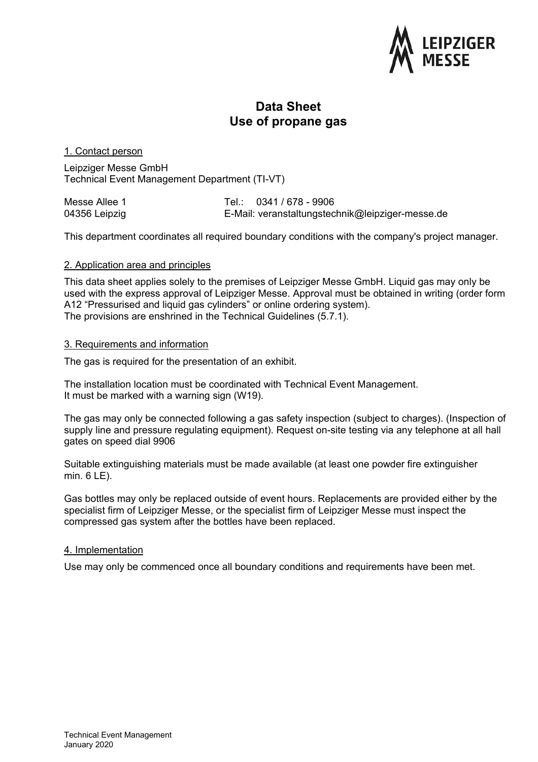# Data Sheet
# Use of propane gas

## 1. Contact person

Leipziger Messe GmbH
Technical Event Management Department (TI-VT)

Messe Allee 1
04356 Leipzig

Tel.: 0341 / 678 - 9906
E-Mail: veranstaltungstechnik@leipziger-messe.de

This department coordinates all required boundary conditions with the company's project manager.

## 2. Application area and principles

This data sheet applies solely to the premises of Leipziger Messe GmbH. Liquid gas may only be used with the express approval of Leipziger Messe. Approval must be obtained in writing (order form A12 "Pressurised and liquid gas cylinders" or online ordering system).
The provisions are enshrined in the Technical Guidelines (5.7.1).

## 3. Requirements and information

The gas is required for the presentation of an exhibit.

The installation location must be coordinated with Technical Event Management.
It must be marked with a warning sign (W19).

The gas may only be connected following a gas safety inspection (subject to charges). (Inspection of supply line and pressure regulating equipment). Request on-site testing via any telephone at all hall gates on speed dial 9906

Suitable extinguishing materials must be made available (at least one powder fire extinguisher min. 6 LE).

Gas bottles may only be replaced outside of event hours. Replacements are provided either by the specialist firm of Leipziger Messe, or the specialist firm of Leipziger Messe must inspect the compressed gas system after the bottles have been replaced.

## 4. Implementation

Use may only be commenced once all boundary conditions and requirements have been met.

Technical Event Management
January 2020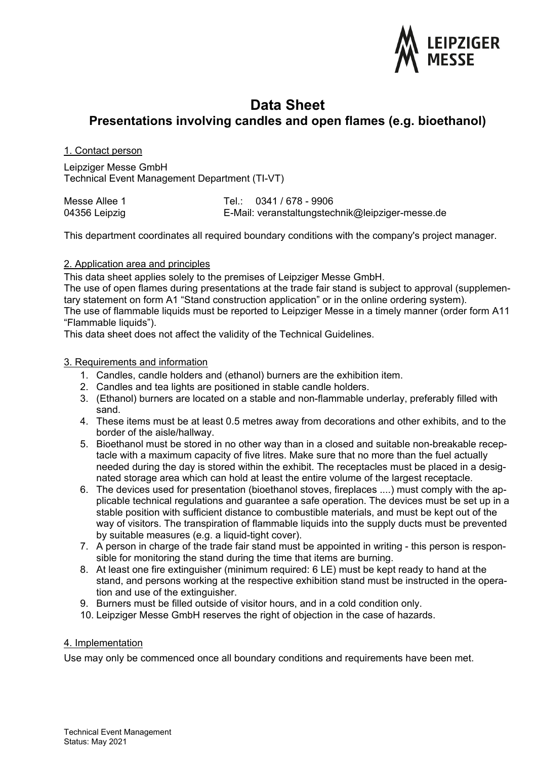# Data Sheet

## Presentations involving candles and open flames (e.g. bioethanol)

1. Contact person

Leipziger Messe GmbH
Technical Event Management Department (TI-VT)

Messe Allee 1
04356 Leipzig

Tel.: 0341 / 678 - 9906
E-Mail: veranstaltungstechnik@leipziger-messe.de

This department coordinates all required boundary conditions with the company's project manager.

2. Application area and principles

This data sheet applies solely to the premises of Leipziger Messe GmbH.
The use of open flames during presentations at the trade fair stand is subject to approval (supplementary statement on form A1 "Stand construction application" or in the online ordering system).
The use of flammable liquids must be reported to Leipziger Messe in a timely manner (order form A11 "Flammable liquids").
This data sheet does not affect the validity of the Technical Guidelines.

3. Requirements and information

1. Candles, candle holders and (ethanol) burners are the exhibition item.
2. Candles and tea lights are positioned in stable candle holders.
3. (Ethanol) burners are located on a stable and non-flammable underlay, preferably filled with sand.
4. These items must be at least 0.5 metres away from decorations and other exhibits, and to the border of the aisle/hallway.
5. Bioethanol must be stored in no other way than in a closed and suitable non-breakable receptacle with a maximum capacity of five litres. Make sure that no more than the fuel actually needed during the day is stored within the exhibit. The receptacles must be placed in a designated storage area which can hold at least the entire volume of the largest receptacle.
6. The devices used for presentation (bioethanol stoves, fireplaces ....) must comply with the applicable technical regulations and guarantee a safe operation. The devices must be set up in a stable position with sufficient distance to combustible materials, and must be kept out of the way of visitors. The transpiration of flammable liquids into the supply ducts must be prevented by suitable measures (e.g. a liquid-tight cover).
7. A person in charge of the trade fair stand must be appointed in writing - this person is responsible for monitoring the stand during the time that items are burning.
8. At least one fire extinguisher (minimum required: 6 LE) must be kept ready to hand at the stand, and persons working at the respective exhibition stand must be instructed in the operation and use of the extinguisher.
9. Burners must be filled outside of visitor hours, and in a cold condition only.
10. Leipziger Messe GmbH reserves the right of objection in the case of hazards.

4. Implementation

Use may only be commenced once all boundary conditions and requirements have been met.

Technical Event Management
Status: May 2021